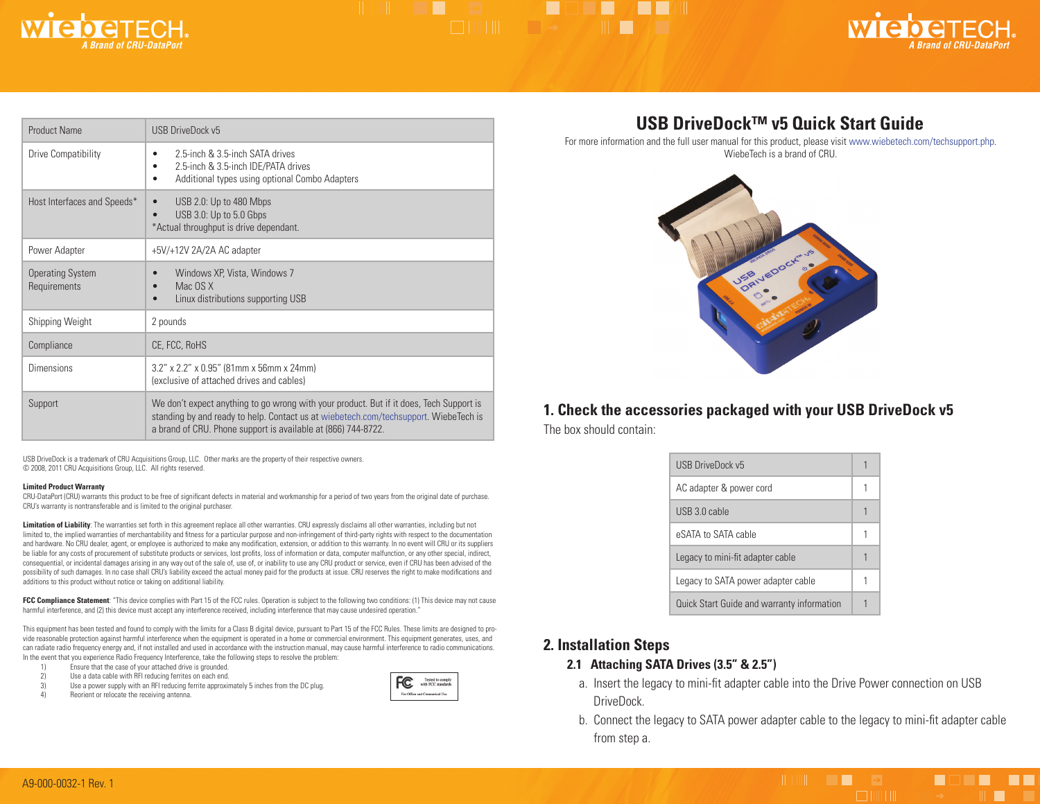| Product Name | USB DriveDock v5 |
|---|---|
| Drive Compatibility | • 2.5-inch & 3.5-inch SATA drives<br>• 2.5-inch & 3.5-inch IDE/PATA drives<br>• Additional types using optional Combo Adapters |
| Host Interfaces and Speeds* | • USB 2.0: Up to 480 Mbps<br>• USB 3.0: Up to 5.0 Gbps<br>*Actual throughput is drive dependant. |
| Power Adapter | +5V/+12V 2A/2A AC adapter |
| Operating System Requirements | • Windows XP, Vista, Windows 7<br>• Mac OS X<br>• Linux distributions supporting USB |
| Shipping Weight | 2 pounds |
| Compliance | CE, FCC, RoHS |
| Dimensions | 3.2" x 2.2" x 0.95" (81mm x 56mm x 24mm)<br>(exclusive of attached drives and cables) |
| Support | We don't expect anything to go wrong with your product. But if it does, Tech Support is standing by and ready to help. Contact us at wiebetech.com/techsupport. WiebeTech is a brand of CRU. Phone support is available at (866) 744-8722. |

USB DriveDock is a trademark of CRU Acquisitions Group, LLC. Other marks are the property of their respective owners.
© 2008, 2011 CRU Acquisitions Group, LLC. All rights reserved.

**Limited Product Warranty**
CRU-DataPort (CRU) warrants this product to be free of significant defects in material and workmanship for a period of two years from the original date of purchase. CRU's warranty is nontransferable and is limited to the original purchaser.

**Limitation of Liability**: The warranties set forth in this agreement replace all other warranties. CRU expressly disclaims all other warranties, including but not limited to, the implied warranties of merchantability and fitness for a particular purpose and non-infringement of third-party rights with respect to the documentation and hardware. No CRU dealer, agent, or employee is authorized to make any modification, extension, or addition to this warranty. In no event will CRU or its suppliers be liable for any costs of procurement of substitute products or services, lost profits, loss of information or data, computer malfunction, or any other special, indirect, consequential, or incidental damages arising in any way out of the sale of, use of, or inability to use any CRU product or service, even if CRU has been advised of the possibility of such damages. In no case shall CRU's liability exceed the actual money paid for the products at issue. CRU reserves the right to make modifications and additions to this product without notice or taking on additional liability.

**FCC Compliance Statement**: "This device complies with Part 15 of the FCC rules. Operation is subject to the following two conditions: (1) This device may not cause harmful interference, and (2) this device must accept any interference received, including interference that may cause undesired operation."

This equipment has been tested and found to comply with the limits for a Class B digital device, pursuant to Part 15 of the FCC Rules. These limits are designed to provide reasonable protection against harmful interference when the equipment is operated in a home or commercial environment. This equipment generates, uses, and can radiate radio frequency energy and, if not installed and used in accordance with the instruction manual, may cause harmful interference to radio communications. In the event that you experience Radio Frequency Interference, take the following steps to resolve the problem:

1) Ensure that the case of your attached drive is grounded.
2) Use a data cable with RFI reducing ferrites on each end.
3) Use a power supply with an RFI reducing ferrite approximately 5 inches from the DC plug.
4) Reorient or relocate the receiving antenna.

FC Tested to comply with FCC standards
For Office and Commercial Use

# USB DriveDock™ v5 Quick Start Guide

For more information and the full user manual for this product, please visit www.wiebetech.com/techsupport.php.
WiebeTech is a brand of CRU.

## 1. Check the accessories packaged with your USB DriveDock v5

The box should contain:

| Item | Qty |
|---|---|
| USB DriveDock v5 | 1 |
| AC adapter & power cord | 1 |
| USB 3.0 cable | 1 |
| eSATA to SATA cable | 1 |
| Legacy to mini-fit adapter cable | 1 |
| Legacy to SATA power adapter cable | 1 |
| Quick Start Guide and warranty information | 1 |

## 2. Installation Steps

### 2.1 Attaching SATA Drives (3.5" & 2.5")

a. Insert the legacy to mini-fit adapter cable into the Drive Power connection on USB DriveDock.

b. Connect the legacy to SATA power adapter cable to the legacy to mini-fit adapter cable from step a.

A9-000-0032-1 Rev. 1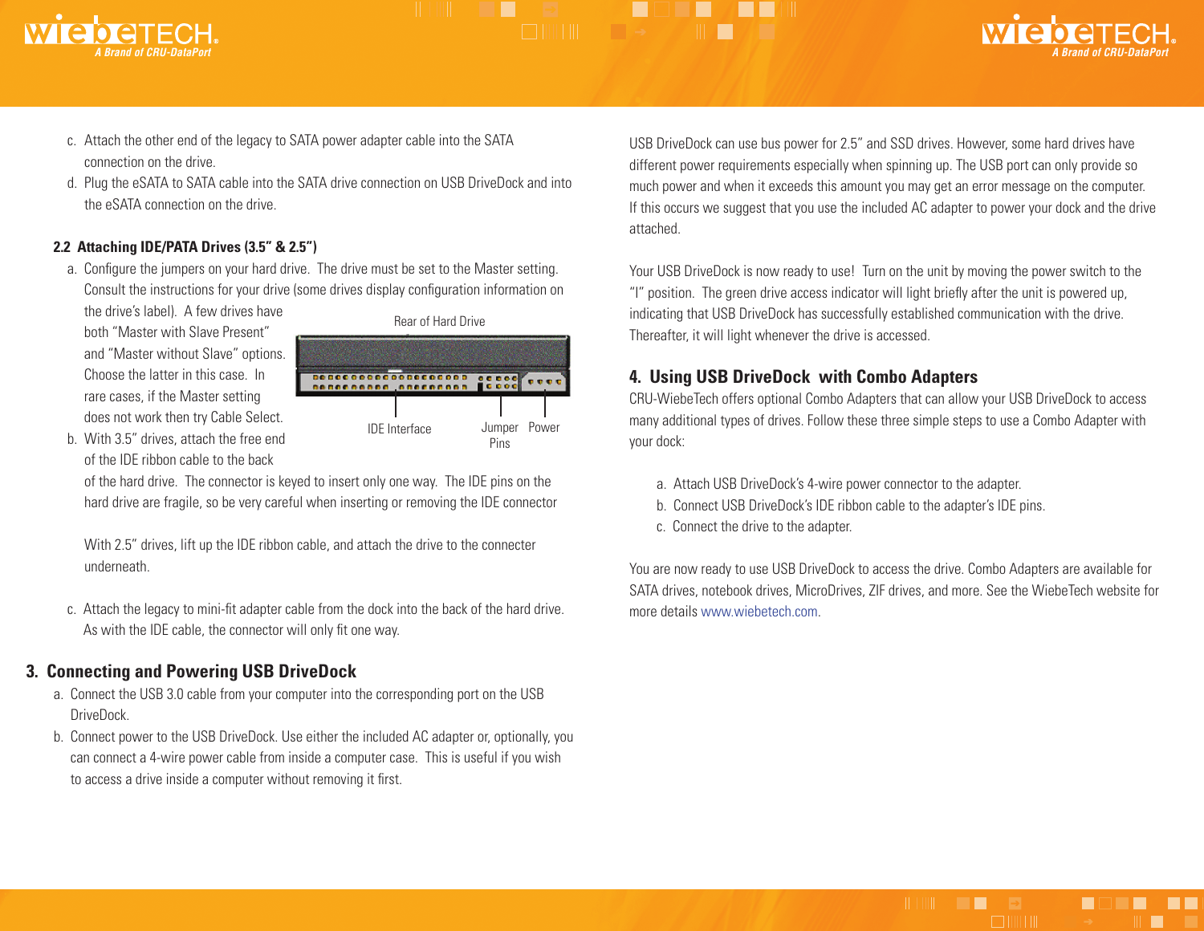c. Attach the other end of the legacy to SATA power adapter cable into the SATA connection on the drive.

d. Plug the eSATA to SATA cable into the SATA drive connection on USB DriveDock and into the eSATA connection on the drive.

### 2.2 Attaching IDE/PATA Drives (3.5" & 2.5")

a. Configure the jumpers on your hard drive. The drive must be set to the Master setting. Consult the instructions for your drive (some drives display configuration information on the drive's label). A few drives have both "Master with Slave Present" and "Master without Slave" options. Choose the latter in this case. In rare cases, if the Master setting does not work then try Cable Select.

Rear of Hard Drive

IDE Interface

Jumper Pins

Power

b. With 3.5" drives, attach the free end of the IDE ribbon cable to the back of the hard drive. The connector is keyed to insert only one way. The IDE pins on the hard drive are fragile, so be very careful when inserting or removing the IDE connector

With 2.5" drives, lift up the IDE ribbon cable, and attach the drive to the connecter underneath.

c. Attach the legacy to mini-fit adapter cable from the dock into the back of the hard drive. As with the IDE cable, the connector will only fit one way.

## 3. Connecting and Powering USB DriveDock

a. Connect the USB 3.0 cable from your computer into the corresponding port on the USB DriveDock.

b. Connect power to the USB DriveDock. Use either the included AC adapter or, optionally, you can connect a 4-wire power cable from inside a computer case. This is useful if you wish to access a drive inside a computer without removing it first.

USB DriveDock can use bus power for 2.5" and SSD drives. However, some hard drives have different power requirements especially when spinning up. The USB port can only provide so much power and when it exceeds this amount you may get an error message on the computer. If this occurs we suggest that you use the included AC adapter to power your dock and the drive attached.

Your USB DriveDock is now ready to use! Turn on the unit by moving the power switch to the "I" position. The green drive access indicator will light briefly after the unit is powered up, indicating that USB DriveDock has successfully established communication with the drive. Thereafter, it will light whenever the drive is accessed.

## 4. Using USB DriveDock with Combo Adapters

CRU-WiebeTech offers optional Combo Adapters that can allow your USB DriveDock to access many additional types of drives. Follow these three simple steps to use a Combo Adapter with your dock:

a. Attach USB DriveDock's 4-wire power connector to the adapter.

b. Connect USB DriveDock's IDE ribbon cable to the adapter's IDE pins.

c. Connect the drive to the adapter.

You are now ready to use USB DriveDock to access the drive. Combo Adapters are available for SATA drives, notebook drives, MicroDrives, ZIF drives, and more. See the WiebeTech website for more details www.wiebetech.com.